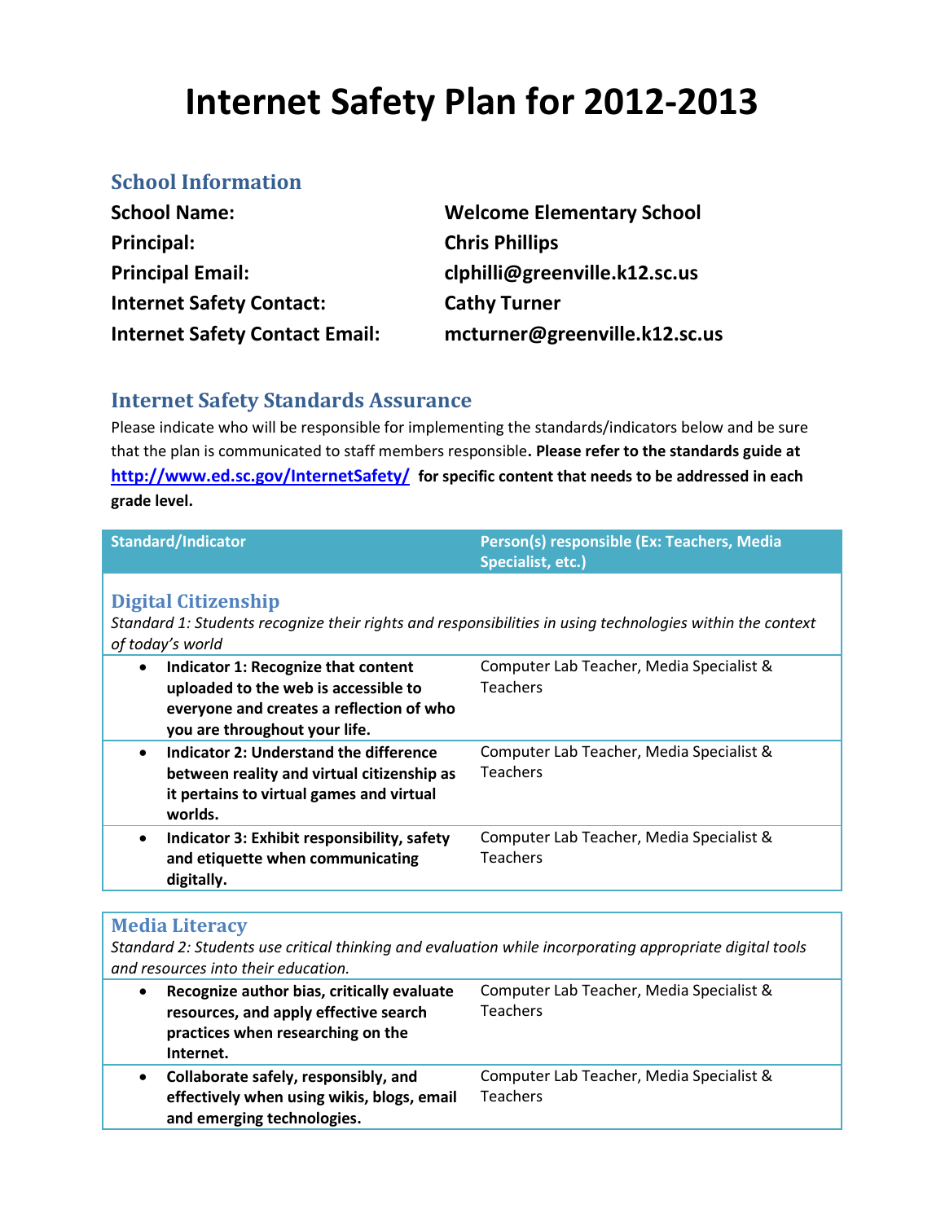# Internet Safety Plan for 2012-2013

## School Information

| | |
|---|---|
| **School Name:** | **Welcome Elementary School** |
| **Principal:** | **Chris Phillips** |
| **Principal Email:** | **clphilli@greenville.k12.sc.us** |
| **Internet Safety Contact:** | **Cathy Turner** |
| **Internet Safety Contact Email:** | **mcturner@greenville.k12.sc.us** |

## Internet Safety Standards Assurance

Please indicate who will be responsible for implementing the standards/indicators below and be sure that the plan is communicated to staff members responsible. **Please refer to the standards guide at http://www.ed.sc.gov/InternetSafety/ for specific content that needs to be addressed in each grade level.**

| Standard/Indicator | Person(s) responsible (Ex: Teachers, Media Specialist, etc.) |
|---|---|
| **Digital Citizenship**<br>*Standard 1: Students recognize their rights and responsibilities in using technologies within the context of today's world* | |
| • **Indicator 1: Recognize that content uploaded to the web is accessible to everyone and creates a reflection of who you are throughout your life.** | Computer Lab Teacher, Media Specialist & Teachers |
| • **Indicator 2: Understand the difference between reality and virtual citizenship as it pertains to virtual games and virtual worlds.** | Computer Lab Teacher, Media Specialist & Teachers |
| • **Indicator 3: Exhibit responsibility, safety and etiquette when communicating digitally.** | Computer Lab Teacher, Media Specialist & Teachers |

| Standard/Indicator | Person(s) responsible (Ex: Teachers, Media Specialist, etc.) |
|---|---|
| **Media Literacy**<br>*Standard 2: Students use critical thinking and evaluation while incorporating appropriate digital tools and resources into their education.* | |
| • **Recognize author bias, critically evaluate resources, and apply effective search practices when researching on the Internet.** | Computer Lab Teacher, Media Specialist & Teachers |
| • **Collaborate safely, responsibly, and effectively when using wikis, blogs, email and emerging technologies.** | Computer Lab Teacher, Media Specialist & Teachers |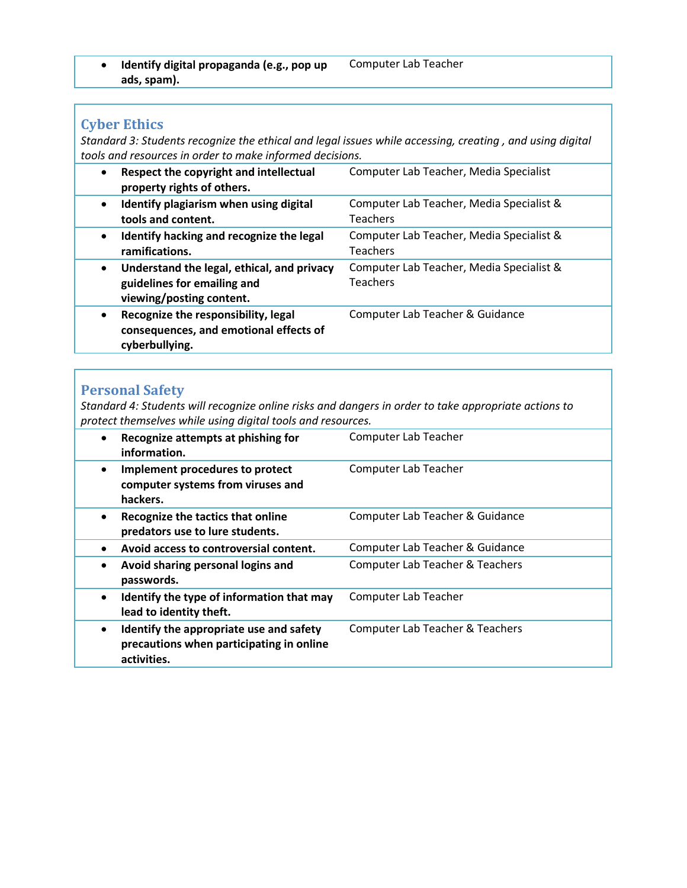| | |
|---|---|
| • **Identify digital propaganda (e.g., pop up ads, spam).** | Computer Lab Teacher |

## Cyber Ethics

*Standard 3: Students recognize the ethical and legal issues while accessing, creating , and using digital tools and resources in order to make informed decisions.*

| | |
|---|---|
| • **Respect the copyright and intellectual property rights of others.** | Computer Lab Teacher, Media Specialist |
| • **Identify plagiarism when using digital tools and content.** | Computer Lab Teacher, Media Specialist & Teachers |
| • **Identify hacking and recognize the legal ramifications.** | Computer Lab Teacher, Media Specialist & Teachers |
| • **Understand the legal, ethical, and privacy guidelines for emailing and viewing/posting content.** | Computer Lab Teacher, Media Specialist & Teachers |
| • **Recognize the responsibility, legal consequences, and emotional effects of cyberbullying.** | Computer Lab Teacher & Guidance |

## Personal Safety

*Standard 4: Students will recognize online risks and dangers in order to take appropriate actions to protect themselves while using digital tools and resources.*

| | |
|---|---|
| • **Recognize attempts at phishing for information.** | Computer Lab Teacher |
| • **Implement procedures to protect computer systems from viruses and hackers.** | Computer Lab Teacher |
| • **Recognize the tactics that online predators use to lure students.** | Computer Lab Teacher & Guidance |
| • **Avoid access to controversial content.** | Computer Lab Teacher & Guidance |
| • **Avoid sharing personal logins and passwords.** | Computer Lab Teacher & Teachers |
| • **Identify the type of information that may lead to identity theft.** | Computer Lab Teacher |
| • **Identify the appropriate use and safety precautions when participating in online activities.** | Computer Lab Teacher & Teachers |